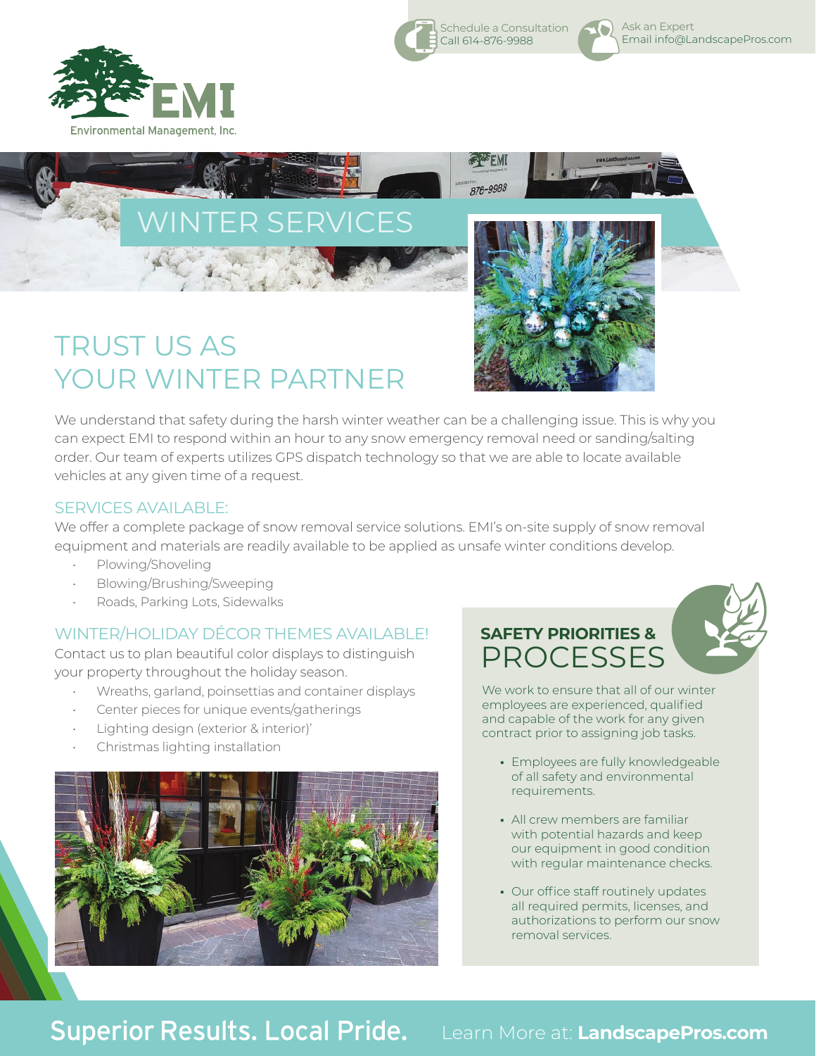Schedule a Consultation
Call 614-876-9988

Ask an Expert
Email info@LandscapePros.com

EMI
Environmental Management, Inc.

# WINTER SERVICES

## TRUST US AS YOUR WINTER PARTNER

We understand that safety during the harsh winter weather can be a challenging issue. This is why you can expect EMI to respond within an hour to any snow emergency removal need or sanding/salting order. Our team of experts utilizes GPS dispatch technology so that we are able to locate available vehicles at any given time of a request.

### SERVICES AVAILABLE:

We offer a complete package of snow removal service solutions. EMI's on-site supply of snow removal equipment and materials are readily available to be applied as unsafe winter conditions develop.

- Plowing/Shoveling
- Blowing/Brushing/Sweeping
- Roads, Parking Lots, Sidewalks

### WINTER/HOLIDAY DÉCOR THEMES AVAILABLE!

Contact us to plan beautiful color displays to distinguish your property throughout the holiday season.

- Wreaths, garland, poinsettias and container displays
- Center pieces for unique events/gatherings
- Lighting design (exterior & interior)'
- Christmas lighting installation

## SAFETY PRIORITIES & PROCESSES

We work to ensure that all of our winter employees are experienced, qualified and capable of the work for any given contract prior to assigning job tasks.

- Employees are fully knowledgeable of all safety and environmental requirements.
- All crew members are familiar with potential hazards and keep our equipment in good condition with regular maintenance checks.
- Our office staff routinely updates all required permits, licenses, and authorizations to perform our snow removal services.

**Superior Results. Local Pride.** Learn More at: **LandscapePros.com**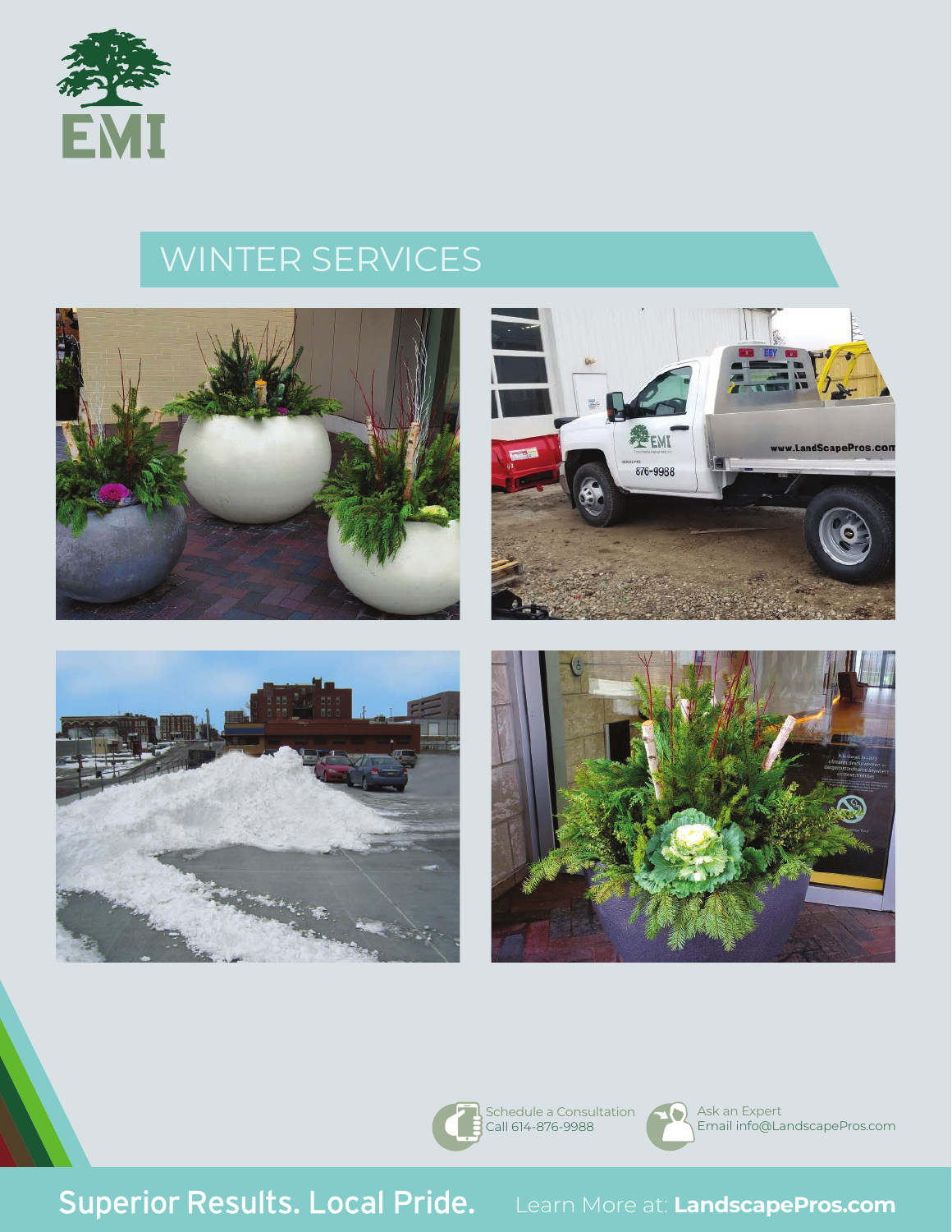EMI

## WINTER SERVICES

Schedule a Consultation
Call 614-876-9988

Ask an Expert
Email info@LandscapePros.com

**Superior Results. Local Pride.** Learn More at: **LandscapePros.com**